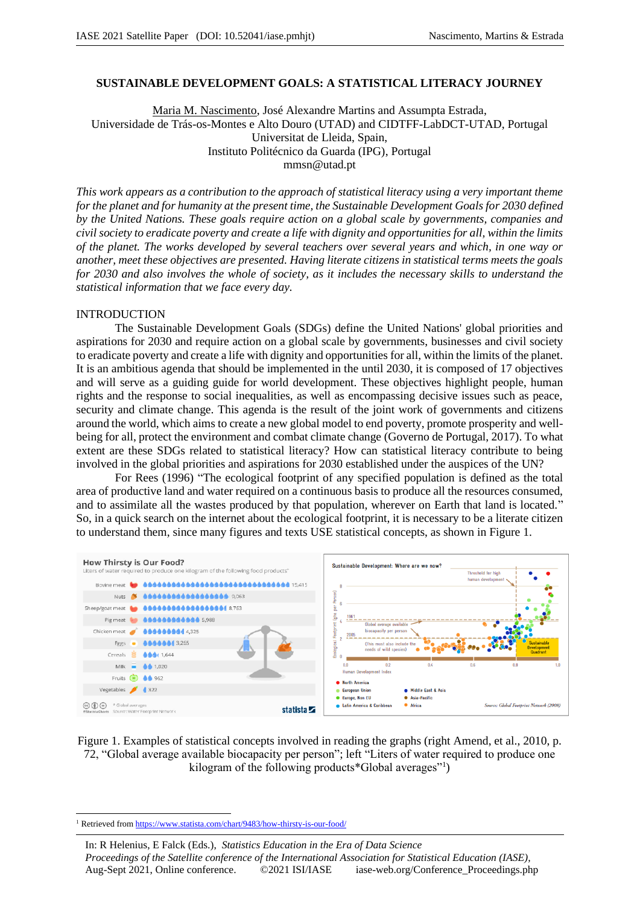# SUSTAINABLE DEVELOPMENT GOALS: A STATISTICAL LITERACY JOURNEY

Maria M. Nascimento, José Alexandre Martins and Assumpta Estrada,
Universidade de Trás-os-Montes e Alto Douro (UTAD) and CIDTFF-LabDCT-UTAD, Portugal
Universitat de Lleida, Spain,
Instituto Politécnico da Guarda (IPG), Portugal
mmsn@utad.pt

*This work appears as a contribution to the approach of statistical literacy using a very important theme for the planet and for humanity at the present time, the Sustainable Development Goals for 2030 defined by the United Nations. These goals require action on a global scale by governments, companies and civil society to eradicate poverty and create a life with dignity and opportunities for all, within the limits of the planet. The works developed by several teachers over several years and which, in one way or another, meet these objectives are presented. Having literate citizens in statistical terms meets the goals for 2030 and also involves the whole of society, as it includes the necessary skills to understand the statistical information that we face every day.*

## INTRODUCTION

The Sustainable Development Goals (SDGs) define the United Nations' global priorities and aspirations for 2030 and require action on a global scale by governments, businesses and civil society to eradicate poverty and create a life with dignity and opportunities for all, within the limits of the planet. It is an ambitious agenda that should be implemented in the until 2030, it is composed of 17 objectives and will serve as a guiding guide for world development. These objectives highlight people, human rights and the response to social inequalities, as well as encompassing decisive issues such as peace, security and climate change. This agenda is the result of the joint work of governments and citizens around the world, which aims to create a new global model to end poverty, promote prosperity and well-being for all, protect the environment and combat climate change (Governo de Portugal, 2017). To what extent are these SDGs related to statistical literacy? How can statistical literacy contribute to being involved in the global priorities and aspirations for 2030 established under the auspices of the UN?

For Rees (1996) "The ecological footprint of any specified population is defined as the total area of productive land and water required on a continuous basis to produce all the resources consumed, and to assimilate all the wastes produced by that population, wherever on Earth that land is located." So, in a quick search on the internet about the ecological footprint, it is necessary to be a literate citizen to understand them, since many figures and texts USE statistical concepts, as shown in Figure 1.

Figure 1. Examples of statistical concepts involved in reading the graphs (right Amend, et al., 2010, p. 72, "Global average available biocapacity per person"; left "Liters of water required to produce one kilogram of the following products*Global averages"[1])

[1] Retrieved from https://www.statista.com/chart/9483/how-thirsty-is-our-food/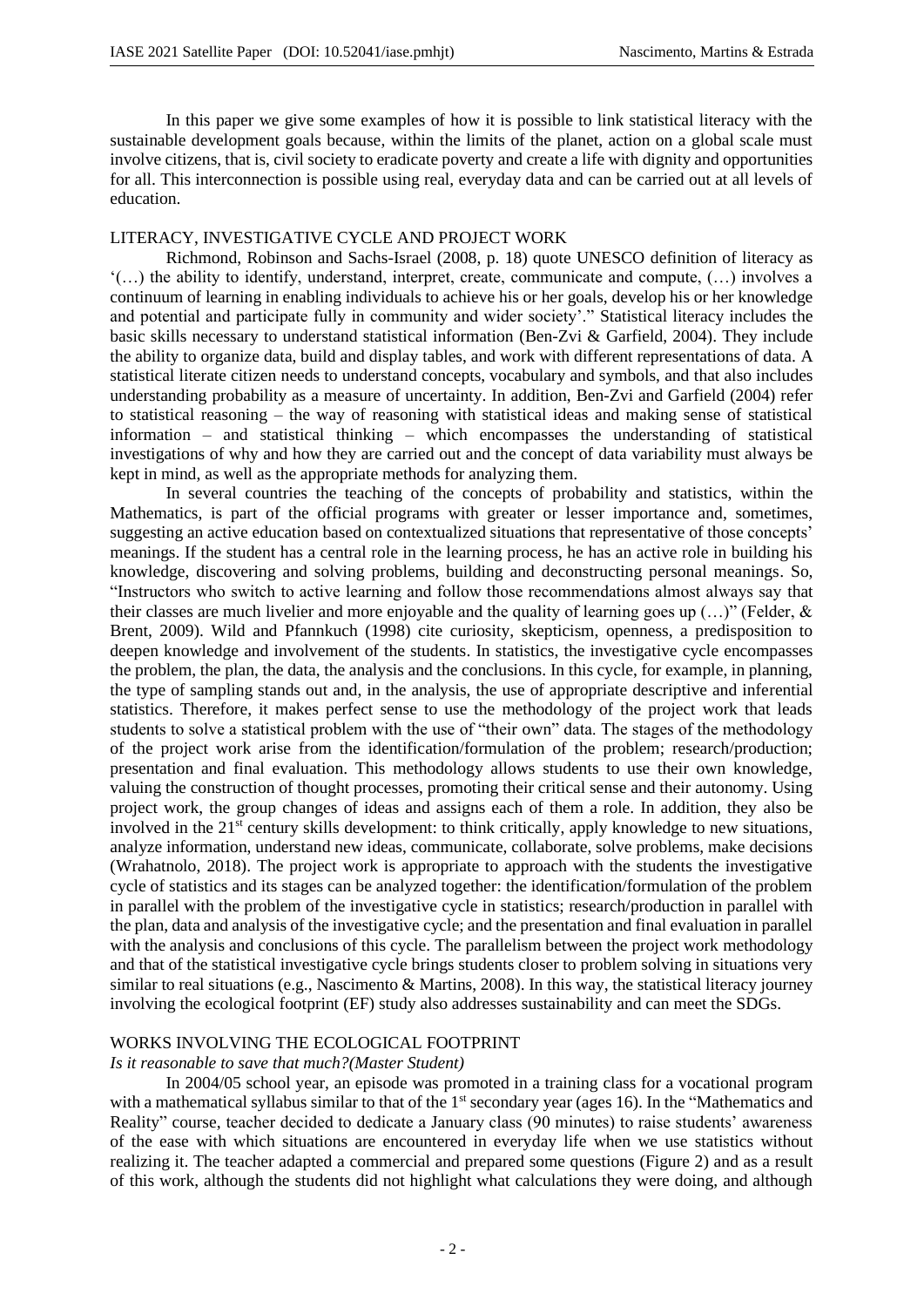In this paper we give some examples of how it is possible to link statistical literacy with the sustainable development goals because, within the limits of the planet, action on a global scale must involve citizens, that is, civil society to eradicate poverty and create a life with dignity and opportunities for all. This interconnection is possible using real, everyday data and can be carried out at all levels of education.

## LITERACY, INVESTIGATIVE CYCLE AND PROJECT WORK

Richmond, Robinson and Sachs-Israel (2008, p. 18) quote UNESCO definition of literacy as '(…) the ability to identify, understand, interpret, create, communicate and compute, (…) involves a continuum of learning in enabling individuals to achieve his or her goals, develop his or her knowledge and potential and participate fully in community and wider society'." Statistical literacy includes the basic skills necessary to understand statistical information (Ben-Zvi & Garfield, 2004). They include the ability to organize data, build and display tables, and work with different representations of data. A statistical literate citizen needs to understand concepts, vocabulary and symbols, and that also includes understanding probability as a measure of uncertainty. In addition, Ben-Zvi and Garfield (2004) refer to statistical reasoning – the way of reasoning with statistical ideas and making sense of statistical information – and statistical thinking – which encompasses the understanding of statistical investigations of why and how they are carried out and the concept of data variability must always be kept in mind, as well as the appropriate methods for analyzing them.

In several countries the teaching of the concepts of probability and statistics, within the Mathematics, is part of the official programs with greater or lesser importance and, sometimes, suggesting an active education based on contextualized situations that representative of those concepts' meanings. If the student has a central role in the learning process, he has an active role in building his knowledge, discovering and solving problems, building and deconstructing personal meanings. So, "Instructors who switch to active learning and follow those recommendations almost always say that their classes are much livelier and more enjoyable and the quality of learning goes up (…)" (Felder, & Brent, 2009). Wild and Pfannkuch (1998) cite curiosity, skepticism, openness, a predisposition to deepen knowledge and involvement of the students. In statistics, the investigative cycle encompasses the problem, the plan, the data, the analysis and the conclusions. In this cycle, for example, in planning, the type of sampling stands out and, in the analysis, the use of appropriate descriptive and inferential statistics. Therefore, it makes perfect sense to use the methodology of the project work that leads students to solve a statistical problem with the use of "their own" data. The stages of the methodology of the project work arise from the identification/formulation of the problem; research/production; presentation and final evaluation. This methodology allows students to use their own knowledge, valuing the construction of thought processes, promoting their critical sense and their autonomy. Using project work, the group changes of ideas and assigns each of them a role. In addition, they also be involved in the 21st century skills development: to think critically, apply knowledge to new situations, analyze information, understand new ideas, communicate, collaborate, solve problems, make decisions (Wrahatnolo, 2018). The project work is appropriate to approach with the students the investigative cycle of statistics and its stages can be analyzed together: the identification/formulation of the problem in parallel with the problem of the investigative cycle in statistics; research/production in parallel with the plan, data and analysis of the investigative cycle; and the presentation and final evaluation in parallel with the analysis and conclusions of this cycle. The parallelism between the project work methodology and that of the statistical investigative cycle brings students closer to problem solving in situations very similar to real situations (e.g., Nascimento & Martins, 2008). In this way, the statistical literacy journey involving the ecological footprint (EF) study also addresses sustainability and can meet the SDGs.

## WORKS INVOLVING THE ECOLOGICAL FOOTPRINT

*Is it reasonable to save that much?(Master Student)*

In 2004/05 school year, an episode was promoted in a training class for a vocational program with a mathematical syllabus similar to that of the 1st secondary year (ages 16). In the "Mathematics and Reality" course, teacher decided to dedicate a January class (90 minutes) to raise students' awareness of the ease with which situations are encountered in everyday life when we use statistics without realizing it. The teacher adapted a commercial and prepared some questions (Figure 2) and as a result of this work, although the students did not highlight what calculations they were doing, and although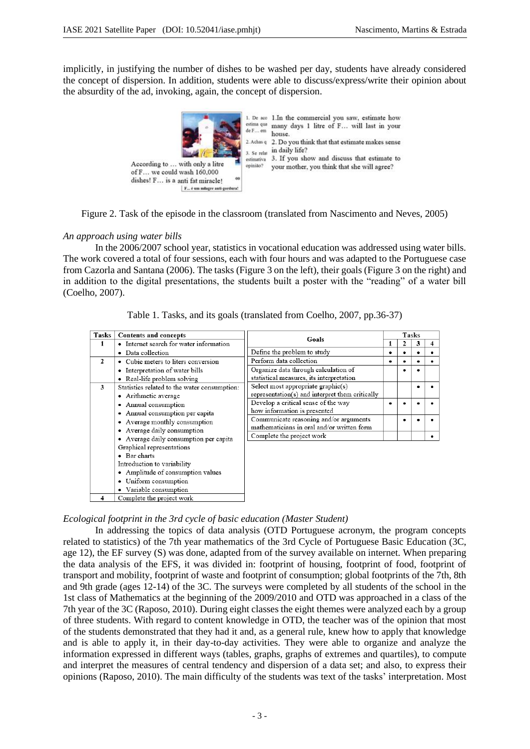implicitly, in justifying the number of dishes to be washed per day, students have already considered the concept of dispersion. In addition, students were able to discuss/express/write their opinion about the absurdity of the ad, invoking, again, the concept of dispersion.

According to … with only a litre of F… we could wash 160,000 dishes! F… is a anti fat miracle!

1. In the commercial you saw, estimate how many days 1 litre of F… will last in your house.
2. Do you think that that estimate makes sense in daily life?
3. If you show and discuss that estimate to your mother, you think that she will agree?

Figure 2. Task of the episode in the classroom (translated from Nascimento and Neves, 2005)

*An approach using water bills*

In the 2006/2007 school year, statistics in vocational education was addressed using water bills. The work covered a total of four sessions, each with four hours and was adapted to the Portuguese case from Cazorla and Santana (2006). The tasks (Figure 3 on the left), their goals (Figure 3 on the right) and in addition to the digital presentations, the students built a poster with the "reading" of a water bill (Coelho, 2007).

Table 1. Tasks, and its goals (translated from Coelho, 2007, pp.36-37)

| Tasks | Contents and concepts |
|---|---|
| 1 | • Internet search for water information<br>• Data collection |
| 2 | • Cubic meters to liters conversion<br>• Interpretation of water bills<br>• Real-life problem solving |
| 3 | Statistics related to the water consumption:<br>• Arithmetic average<br>• Annual consumption<br>• Annual consumption per capita<br>• Average monthly consumption<br>• Average daily consumption<br>• Average daily consumption per capita<br>Graphical representations<br>• Bar charts<br>Introduction to variability<br>• Amplitude of consumption values<br>• Uniform consumption<br>• Variable consumption |
| 4 | Complete the project work |

| Goals | Tasks 1 | Tasks 2 | Tasks 3 | Tasks 4 |
|---|---|---|---|---|
| Define the problem to study | • | • | • | • |
| Perform data collection | • | • | • | • |
| Organize data through calculation of statistical measures, its interpretation | | • | • | |
| Select most appropriate graphic(s) representation(s) and interpret them critically | | | • | • |
| Develop a critical sense of the way how information is presented | • | • | • | • |
| Communicate reasoning and/or arguments mathematicians in oral and/or written form | | • | • | • |
| Complete the project work | | | | • |

*Ecological footprint in the 3rd cycle of basic education (Master Student)*

In addressing the topics of data analysis (OTD Portuguese acronym, the program concepts related to statistics) of the 7th year mathematics of the 3rd Cycle of Portuguese Basic Education (3C, age 12), the EF survey (S) was done, adapted from of the survey available on internet. When preparing the data analysis of the EFS, it was divided in: footprint of housing, footprint of food, footprint of transport and mobility, footprint of waste and footprint of consumption; global footprints of the 7th, 8th and 9th grade (ages 12-14) of the 3C. The surveys were completed by all students of the school in the 1st class of Mathematics at the beginning of the 2009/2010 and OTD was approached in a class of the 7th year of the 3C (Raposo, 2010). During eight classes the eight themes were analyzed each by a group of three students. With regard to content knowledge in OTD, the teacher was of the opinion that most of the students demonstrated that they had it and, as a general rule, knew how to apply that knowledge and is able to apply it, in their day-to-day activities. They were able to organize and analyze the information expressed in different ways (tables, graphs, graphs of extremes and quartiles), to compute and interpret the measures of central tendency and dispersion of a data set; and also, to express their opinions (Raposo, 2010). The main difficulty of the students was text of the tasks' interpretation. Most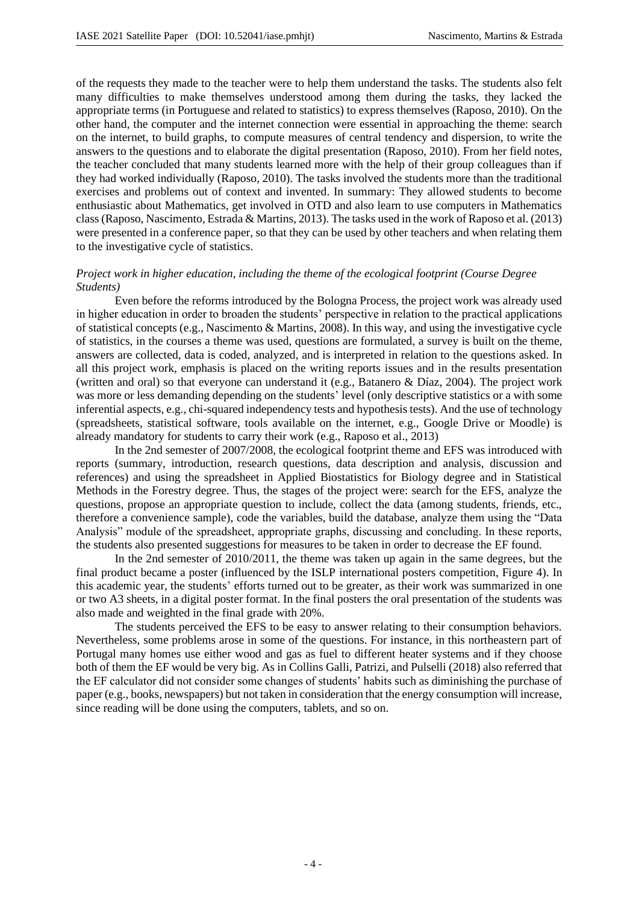of the requests they made to the teacher were to help them understand the tasks. The students also felt many difficulties to make themselves understood among them during the tasks, they lacked the appropriate terms (in Portuguese and related to statistics) to express themselves (Raposo, 2010). On the other hand, the computer and the internet connection were essential in approaching the theme: search on the internet, to build graphs, to compute measures of central tendency and dispersion, to write the answers to the questions and to elaborate the digital presentation (Raposo, 2010). From her field notes, the teacher concluded that many students learned more with the help of their group colleagues than if they had worked individually (Raposo, 2010). The tasks involved the students more than the traditional exercises and problems out of context and invented. In summary: They allowed students to become enthusiastic about Mathematics, get involved in OTD and also learn to use computers in Mathematics class (Raposo, Nascimento, Estrada & Martins, 2013). The tasks used in the work of Raposo et al. (2013) were presented in a conference paper, so that they can be used by other teachers and when relating them to the investigative cycle of statistics.

*Project work in higher education, including the theme of the ecological footprint (Course Degree Students)*

Even before the reforms introduced by the Bologna Process, the project work was already used in higher education in order to broaden the students' perspective in relation to the practical applications of statistical concepts (e.g., Nascimento & Martins, 2008). In this way, and using the investigative cycle of statistics, in the courses a theme was used, questions are formulated, a survey is built on the theme, answers are collected, data is coded, analyzed, and is interpreted in relation to the questions asked. In all this project work, emphasis is placed on the writing reports issues and in the results presentation (written and oral) so that everyone can understand it (e.g., Batanero & Díaz, 2004). The project work was more or less demanding depending on the students' level (only descriptive statistics or a with some inferential aspects, e.g., chi-squared independency tests and hypothesis tests). And the use of technology (spreadsheets, statistical software, tools available on the internet, e.g., Google Drive or Moodle) is already mandatory for students to carry their work (e.g., Raposo et al., 2013)

In the 2nd semester of 2007/2008, the ecological footprint theme and EFS was introduced with reports (summary, introduction, research questions, data description and analysis, discussion and references) and using the spreadsheet in Applied Biostatistics for Biology degree and in Statistical Methods in the Forestry degree. Thus, the stages of the project were: search for the EFS, analyze the questions, propose an appropriate question to include, collect the data (among students, friends, etc., therefore a convenience sample), code the variables, build the database, analyze them using the "Data Analysis" module of the spreadsheet, appropriate graphs, discussing and concluding. In these reports, the students also presented suggestions for measures to be taken in order to decrease the EF found.

In the 2nd semester of 2010/2011, the theme was taken up again in the same degrees, but the final product became a poster (influenced by the ISLP international posters competition, Figure 4). In this academic year, the students' efforts turned out to be greater, as their work was summarized in one or two A3 sheets, in a digital poster format. In the final posters the oral presentation of the students was also made and weighted in the final grade with 20%.

The students perceived the EFS to be easy to answer relating to their consumption behaviors. Nevertheless, some problems arose in some of the questions. For instance, in this northeastern part of Portugal many homes use either wood and gas as fuel to different heater systems and if they choose both of them the EF would be very big. As in Collins Galli, Patrizi, and Pulselli (2018) also referred that the EF calculator did not consider some changes of students' habits such as diminishing the purchase of paper (e.g., books, newspapers) but not taken in consideration that the energy consumption will increase, since reading will be done using the computers, tablets, and so on.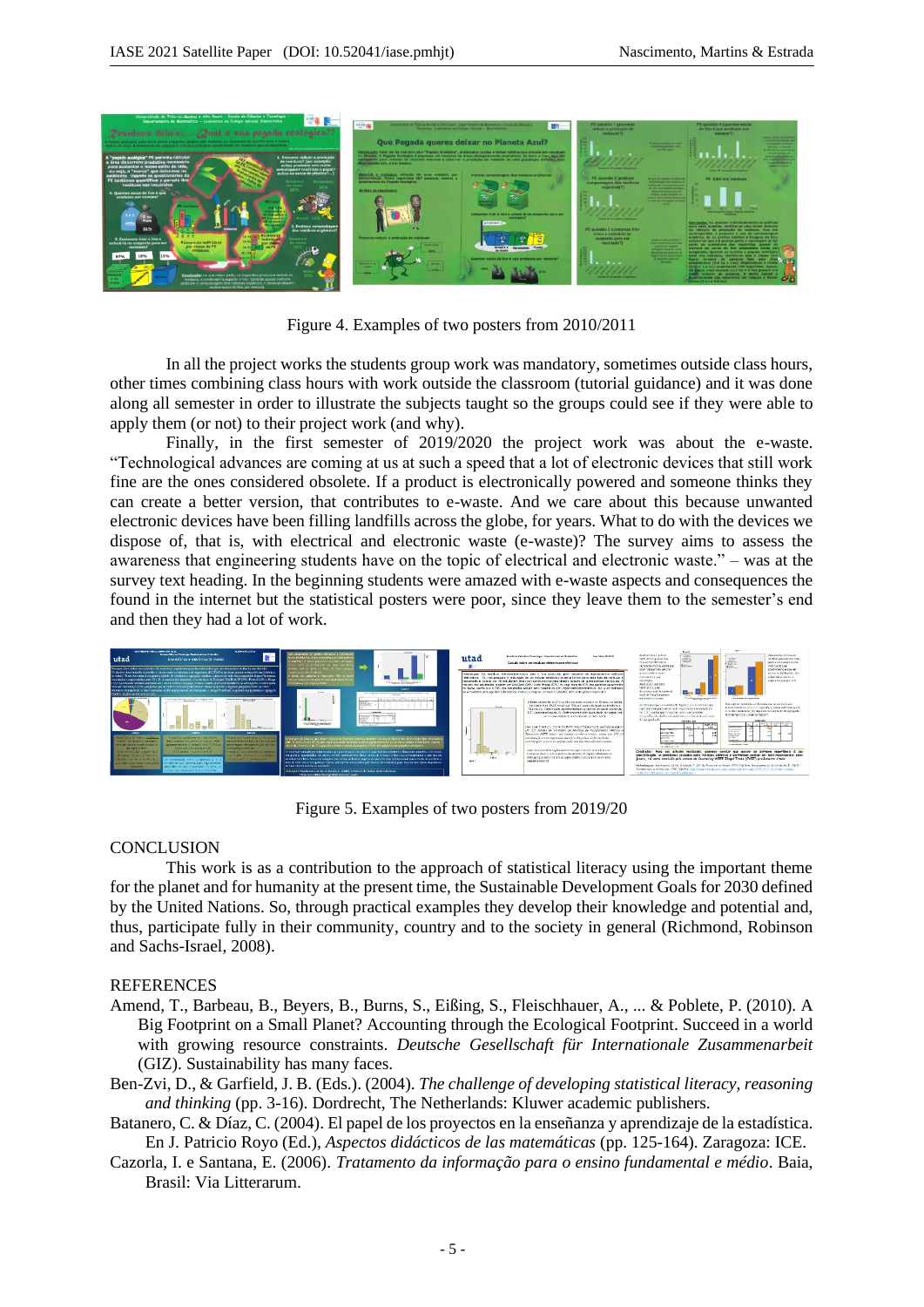Figure 4. Examples of two posters from 2010/2011

In all the project works the students group work was mandatory, sometimes outside class hours, other times combining class hours with work outside the classroom (tutorial guidance) and it was done along all semester in order to illustrate the subjects taught so the groups could see if they were able to apply them (or not) to their project work (and why).

Finally, in the first semester of 2019/2020 the project work was about the e-waste. "Technological advances are coming at us at such a speed that a lot of electronic devices that still work fine are the ones considered obsolete. If a product is electronically powered and someone thinks they can create a better version, that contributes to e-waste. And we care about this because unwanted electronic devices have been filling landfills across the globe, for years. What to do with the devices we dispose of, that is, with electrical and electronic waste (e-waste)? The survey aims to assess the awareness that engineering students have on the topic of electrical and electronic waste." – was at the survey text heading. In the beginning students were amazed with e-waste aspects and consequences the found in the internet but the statistical posters were poor, since they leave them to the semester's end and then they had a lot of work.

Figure 5. Examples of two posters from 2019/20

## CONCLUSION

This work is as a contribution to the approach of statistical literacy using the important theme for the planet and for humanity at the present time, the Sustainable Development Goals for 2030 defined by the United Nations. So, through practical examples they develop their knowledge and potential and, thus, participate fully in their community, country and to the society in general (Richmond, Robinson and Sachs-Israel, 2008).

## REFERENCES

Amend, T., Barbeau, B., Beyers, B., Burns, S., Eißing, S., Fleischhauer, A., ... & Poblete, P. (2010). A Big Footprint on a Small Planet? Accounting through the Ecological Footprint. Succeed in a world with growing resource constraints. *Deutsche Gesellschaft für Internationale Zusammenarbeit* (GIZ). Sustainability has many faces.

Ben-Zvi, D., & Garfield, J. B. (Eds.). (2004). *The challenge of developing statistical literacy, reasoning and thinking* (pp. 3-16). Dordrecht, The Netherlands: Kluwer academic publishers.

Batanero, C. & Díaz, C. (2004). El papel de los proyectos en la enseñanza y aprendizaje de la estadística. En J. Patricio Royo (Ed.), *Aspectos didácticos de las matemáticas* (pp. 125-164). Zaragoza: ICE.

Cazorla, I. e Santana, E. (2006). *Tratamento da informação para o ensino fundamental e médio*. Baia, Brasil: Via Litterarum.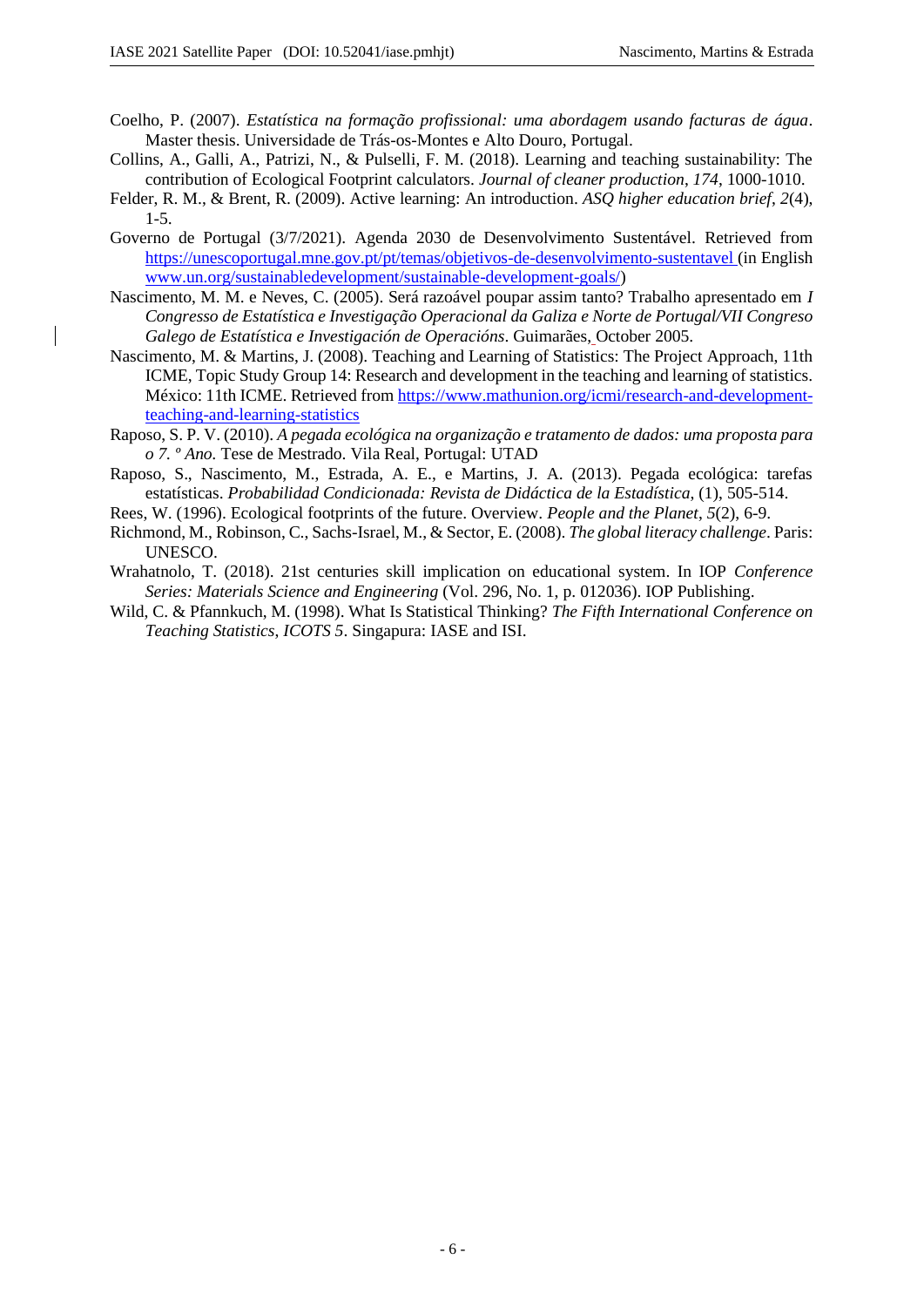Coelho, P. (2007). *Estatística na formação profissional: uma abordagem usando facturas de água*. Master thesis. Universidade de Trás-os-Montes e Alto Douro, Portugal.

Collins, A., Galli, A., Patrizi, N., & Pulselli, F. M. (2018). Learning and teaching sustainability: The contribution of Ecological Footprint calculators. *Journal of cleaner production*, *174*, 1000-1010.

Felder, R. M., & Brent, R. (2009). Active learning: An introduction. *ASQ higher education brief*, *2*(4), 1-5.

Governo de Portugal (3/7/2021). Agenda 2030 de Desenvolvimento Sustentável. Retrieved from https://unescoportugal.mne.gov.pt/pt/temas/objetivos-de-desenvolvimento-sustentavel (in English www.un.org/sustainabledevelopment/sustainable-development-goals/)

Nascimento, M. M. e Neves, C. (2005). Será razoável poupar assim tanto? Trabalho apresentado em *I Congresso de Estatística e Investigação Operacional da Galiza e Norte de Portugal/VII Congreso Galego de Estatística e Investigación de Operacións*. Guimarães, October 2005.

Nascimento, M. & Martins, J. (2008). Teaching and Learning of Statistics: The Project Approach, 11th ICME, Topic Study Group 14: Research and development in the teaching and learning of statistics. México: 11th ICME. Retrieved from https://www.mathunion.org/icmi/research-and-development-teaching-and-learning-statistics

Raposo, S. P. V. (2010). *A pegada ecológica na organização e tratamento de dados: uma proposta para o 7. º Ano.* Tese de Mestrado. Vila Real, Portugal: UTAD

Raposo, S., Nascimento, M., Estrada, A. E., e Martins, J. A. (2013). Pegada ecológica: tarefas estatísticas. *Probabilidad Condicionada: Revista de Didáctica de la Estadística*, (1), 505-514.

Rees, W. (1996). Ecological footprints of the future. Overview. *People and the Planet*, *5*(2), 6-9.

Richmond, M., Robinson, C., Sachs-Israel, M., & Sector, E. (2008). *The global literacy challenge*. Paris: UNESCO.

Wrahatnolo, T. (2018). 21st centuries skill implication on educational system. In IOP *Conference Series: Materials Science and Engineering* (Vol. 296, No. 1, p. 012036). IOP Publishing.

Wild, C. & Pfannkuch, M. (1998). What Is Statistical Thinking? *The Fifth International Conference on Teaching Statistics, ICOTS 5*. Singapura: IASE and ISI.